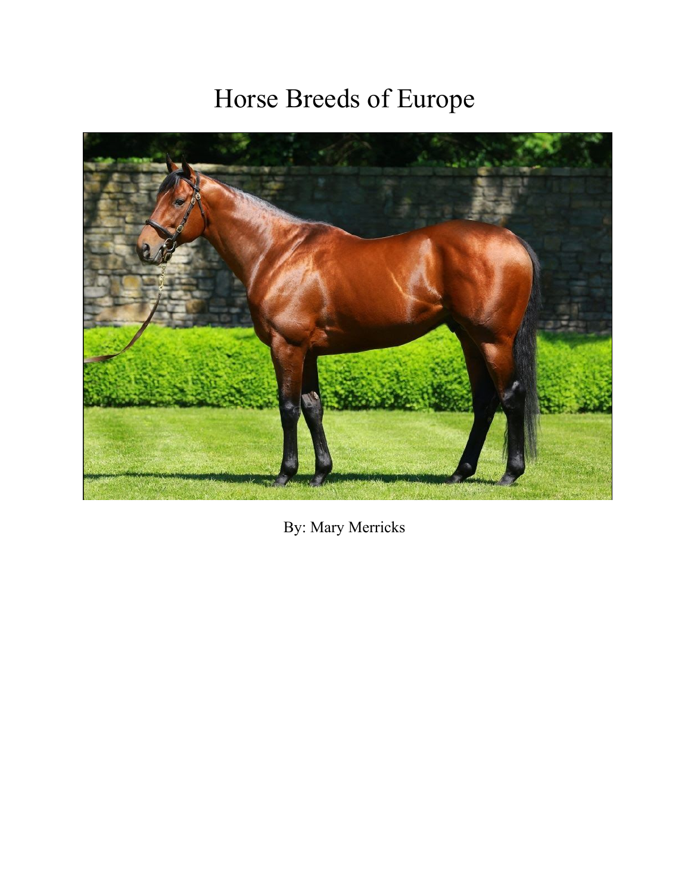# Horse Breeds of Europe

By: Mary Merricks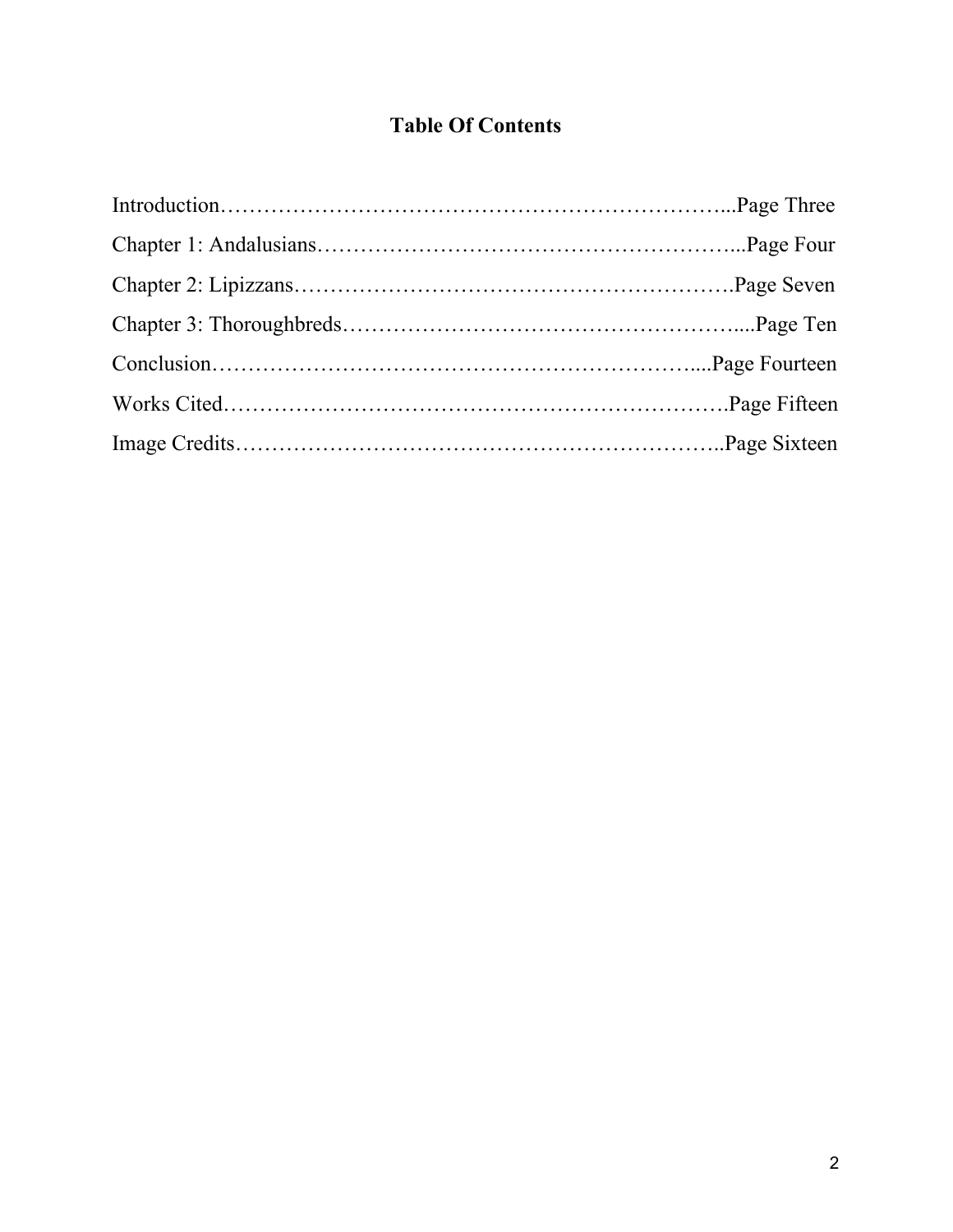# Table Of Contents

Introduction…………………………………………………………...Page Three

Chapter 1: Andalusians…………………………………………………...Page Four

Chapter 2: Lipizzans…………………………………………………….Page Seven

Chapter 3: Thoroughbreds………………………………………………....Page Ten

Conclusion……………………………………………………….....Page Fourteen

Works Cited…………………………………………………………….Page Fifteen

Image Credits…………………………………………………………..Page Sixteen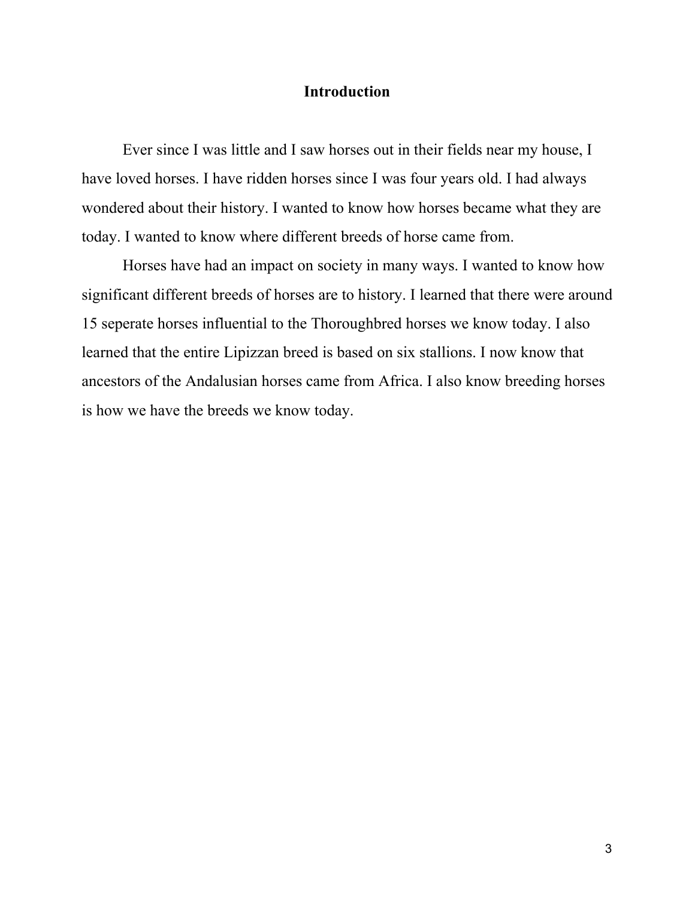## Introduction

Ever since I was little and I saw horses out in their fields near my house, I have loved horses. I have ridden horses since I was four years old. I had always wondered about their history. I wanted to know how horses became what they are today. I wanted to know where different breeds of horse came from.

Horses have had an impact on society in many ways. I wanted to know how significant different breeds of horses are to history. I learned that there were around 15 seperate horses influential to the Thoroughbred horses we know today. I also learned that the entire Lipizzan breed is based on six stallions. I now know that ancestors of the Andalusian horses came from Africa. I also know breeding horses is how we have the breeds we know today.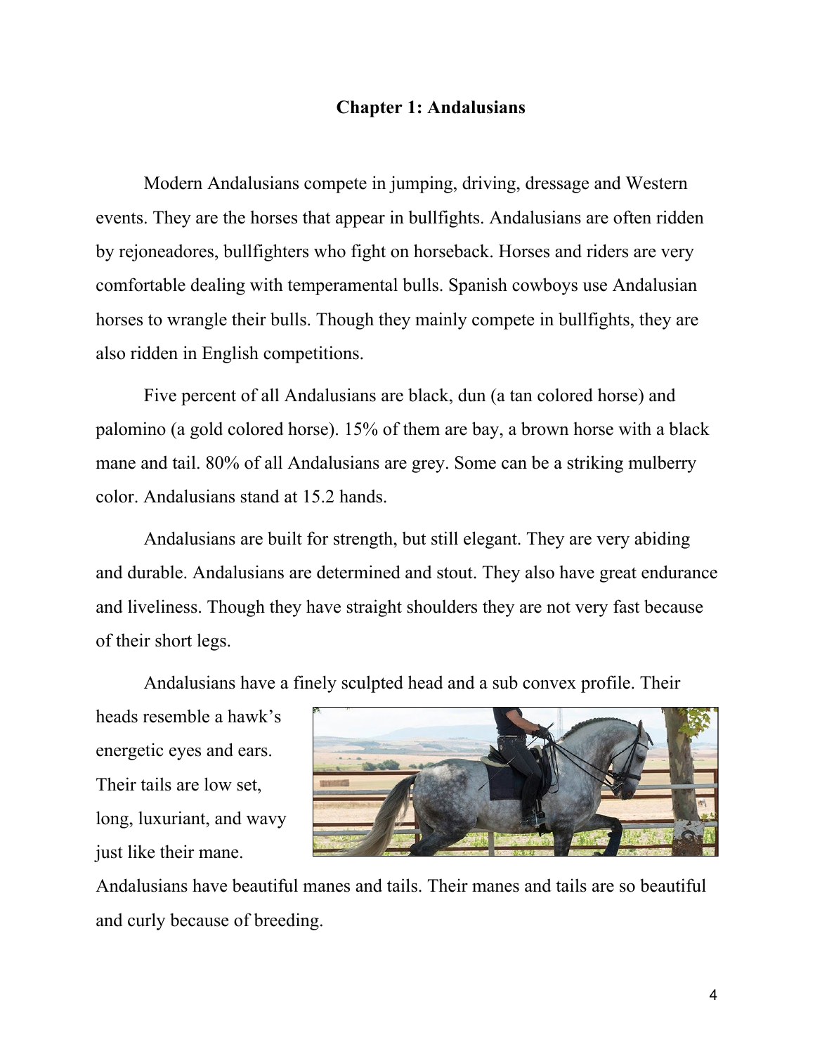# Chapter 1: Andalusians

Modern Andalusians compete in jumping, driving, dressage and Western events. They are the horses that appear in bullfights. Andalusians are often ridden by rejoneadores, bullfighters who fight on horseback. Horses and riders are very comfortable dealing with temperamental bulls. Spanish cowboys use Andalusian horses to wrangle their bulls. Though they mainly compete in bullfights, they are also ridden in English competitions.

Five percent of all Andalusians are black, dun (a tan colored horse) and palomino (a gold colored horse). 15% of them are bay, a brown horse with a black mane and tail. 80% of all Andalusians are grey. Some can be a striking mulberry color. Andalusians stand at 15.2 hands.

Andalusians are built for strength, but still elegant. They are very abiding and durable. Andalusians are determined and stout. They also have great endurance and liveliness. Though they have straight shoulders they are not very fast because of their short legs.

Andalusians have a finely sculpted head and a sub convex profile. Their heads resemble a hawk's energetic eyes and ears. Their tails are low set, long, luxuriant, and wavy just like their mane. Andalusians have beautiful manes and tails. Their manes and tails are so beautiful and curly because of breeding.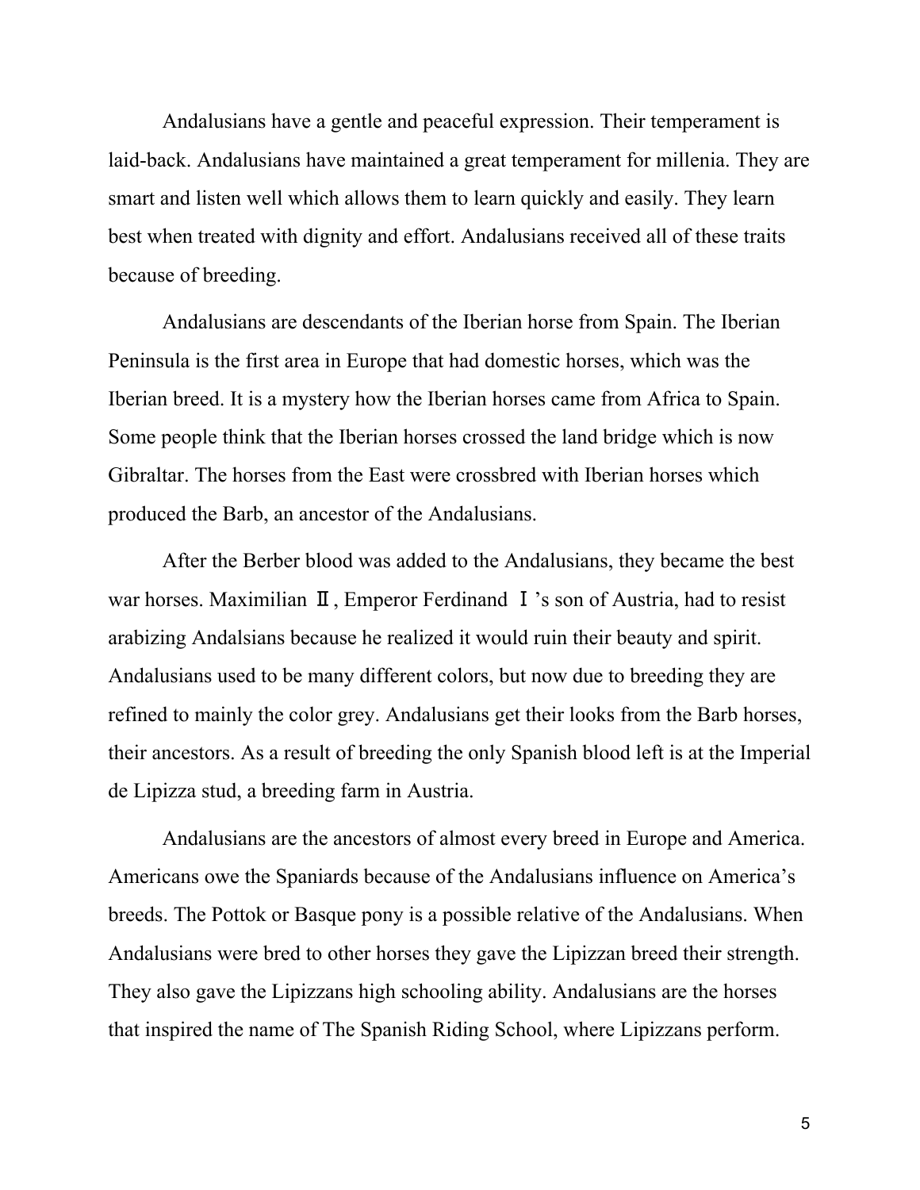Andalusians have a gentle and peaceful expression. Their temperament is laid-back. Andalusians have maintained a great temperament for millenia. They are smart and listen well which allows them to learn quickly and easily. They learn best when treated with dignity and effort. Andalusians received all of these traits because of breeding.

Andalusians are descendants of the Iberian horse from Spain. The Iberian Peninsula is the first area in Europe that had domestic horses, which was the Iberian breed. It is a mystery how the Iberian horses came from Africa to Spain. Some people think that the Iberian horses crossed the land bridge which is now Gibraltar. The horses from the East were crossbred with Iberian horses which produced the Barb, an ancestor of the Andalusians.

After the Berber blood was added to the Andalusians, they became the best war horses. Maximilian Ⅱ, Emperor Ferdinand Ⅰ's son of Austria, had to resist arabizing Andalsians because he realized it would ruin their beauty and spirit. Andalusians used to be many different colors, but now due to breeding they are refined to mainly the color grey. Andalusians get their looks from the Barb horses, their ancestors. As a result of breeding the only Spanish blood left is at the Imperial de Lipizza stud, a breeding farm in Austria.

Andalusians are the ancestors of almost every breed in Europe and America. Americans owe the Spaniards because of the Andalusians influence on America's breeds. The Pottok or Basque pony is a possible relative of the Andalusians. When Andalusians were bred to other horses they gave the Lipizzan breed their strength. They also gave the Lipizzans high schooling ability. Andalusians are the horses that inspired the name of The Spanish Riding School, where Lipizzans perform.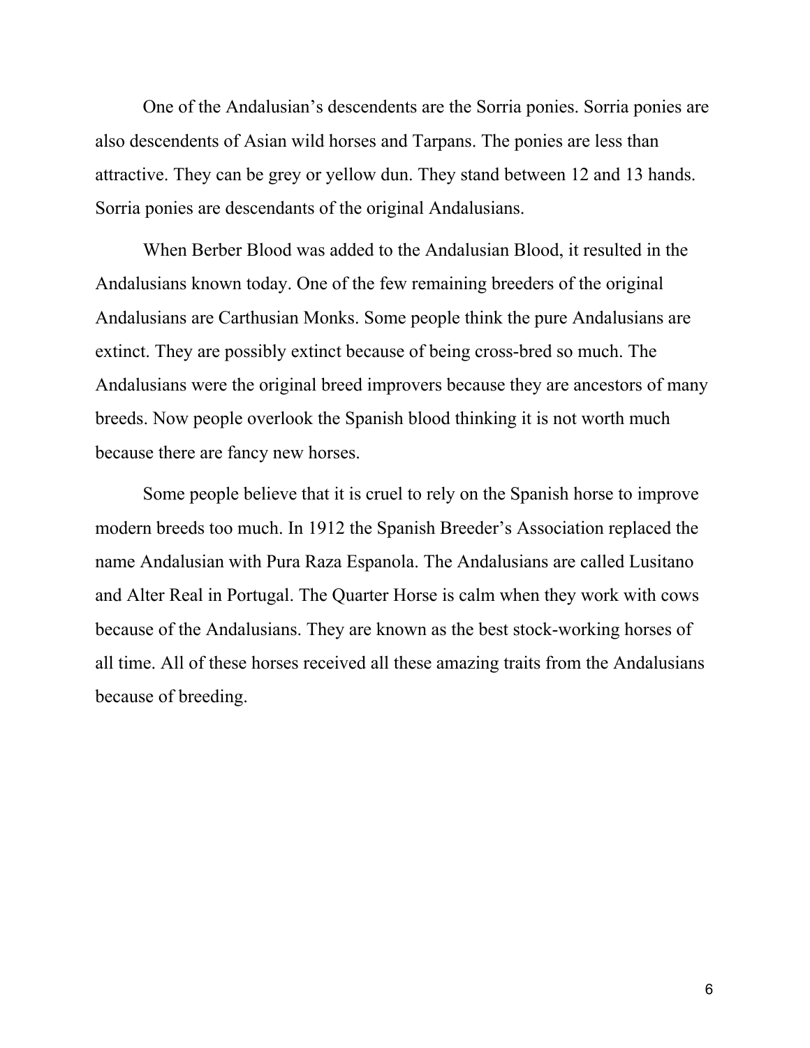One of the Andalusian's descendents are the Sorria ponies. Sorria ponies are also descendents of Asian wild horses and Tarpans. The ponies are less than attractive. They can be grey or yellow dun. They stand between 12 and 13 hands. Sorria ponies are descendants of the original Andalusians.

When Berber Blood was added to the Andalusian Blood, it resulted in the Andalusians known today. One of the few remaining breeders of the original Andalusians are Carthusian Monks. Some people think the pure Andalusians are extinct. They are possibly extinct because of being cross-bred so much. The Andalusians were the original breed improvers because they are ancestors of many breeds. Now people overlook the Spanish blood thinking it is not worth much because there are fancy new horses.

Some people believe that it is cruel to rely on the Spanish horse to improve modern breeds too much. In 1912 the Spanish Breeder's Association replaced the name Andalusian with Pura Raza Espanola. The Andalusians are called Lusitano and Alter Real in Portugal. The Quarter Horse is calm when they work with cows because of the Andalusians. They are known as the best stock-working horses of all time. All of these horses received all these amazing traits from the Andalusians because of breeding.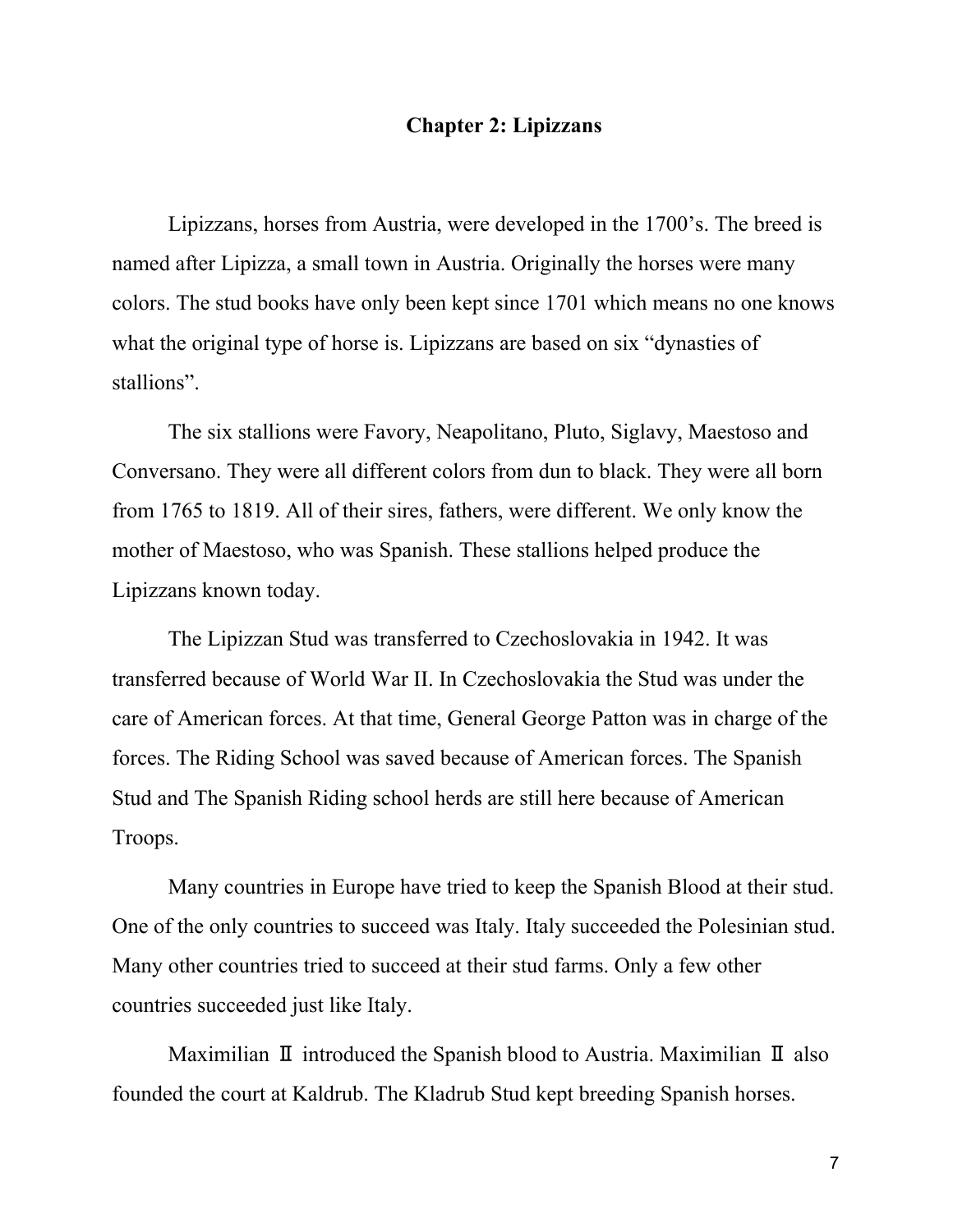## Chapter 2: Lipizzans

Lipizzans, horses from Austria, were developed in the 1700's. The breed is named after Lipizza, a small town in Austria. Originally the horses were many colors. The stud books have only been kept since 1701 which means no one knows what the original type of horse is. Lipizzans are based on six "dynasties of stallions".

The six stallions were Favory, Neapolitano, Pluto, Siglavy, Maestoso and Conversano. They were all different colors from dun to black. They were all born from 1765 to 1819. All of their sires, fathers, were different. We only know the mother of Maestoso, who was Spanish. These stallions helped produce the Lipizzans known today.

The Lipizzan Stud was transferred to Czechoslovakia in 1942. It was transferred because of World War II. In Czechoslovakia the Stud was under the care of American forces. At that time, General George Patton was in charge of the forces. The Riding School was saved because of American forces. The Spanish Stud and The Spanish Riding school herds are still here because of American Troops.

Many countries in Europe have tried to keep the Spanish Blood at their stud. One of the only countries to succeed was Italy. Italy succeeded the Polesinian stud. Many other countries tried to succeed at their stud farms. Only a few other countries succeeded just like Italy.

Maximilian Ⅱ introduced the Spanish blood to Austria. Maximilian Ⅱ also founded the court at Kaldrub. The Kladrub Stud kept breeding Spanish horses.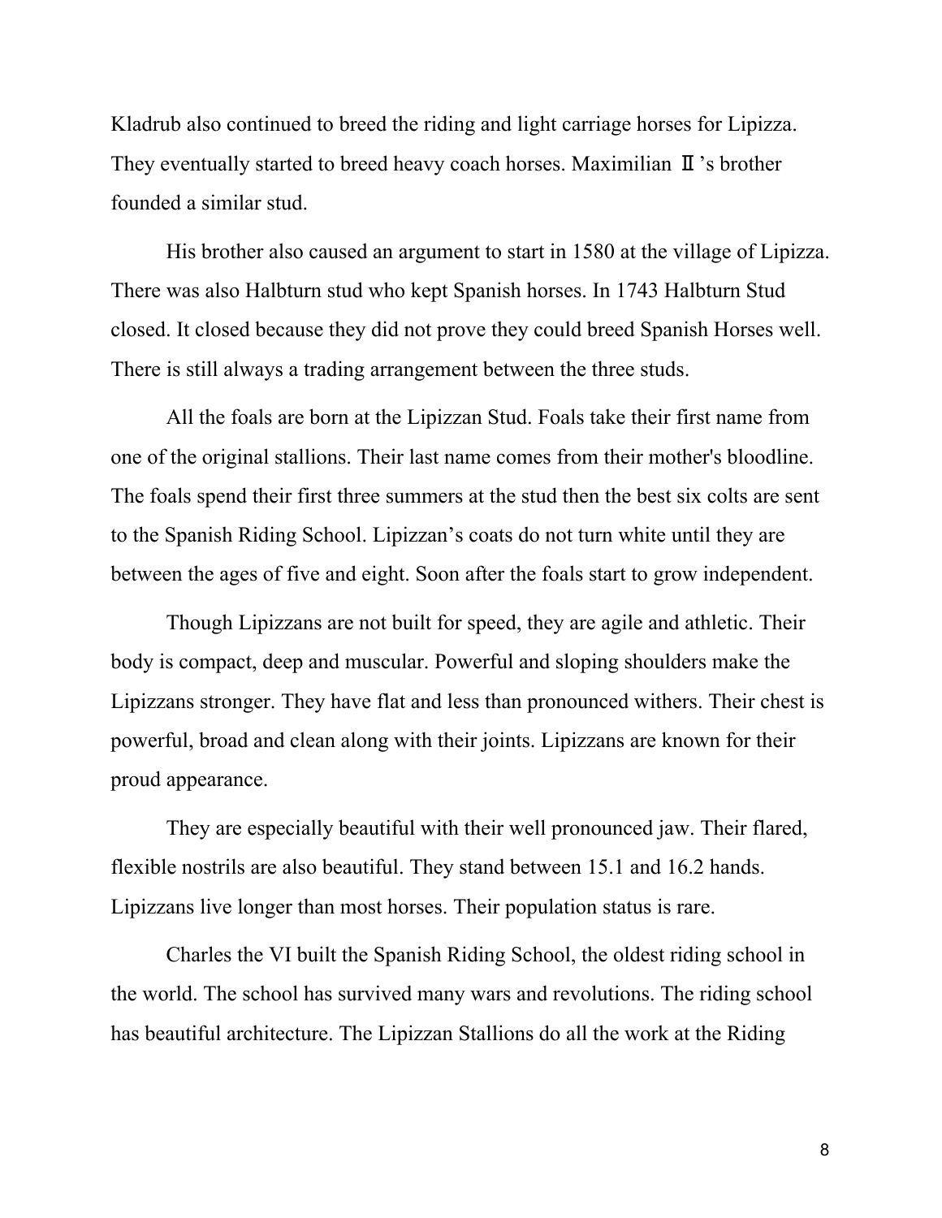Kladrub also continued to breed the riding and light carriage horses for Lipizza. They eventually started to breed heavy coach horses. Maximilian Ⅱ's brother founded a similar stud.

His brother also caused an argument to start in 1580 at the village of Lipizza. There was also Halbturn stud who kept Spanish horses. In 1743 Halbturn Stud closed. It closed because they did not prove they could breed Spanish Horses well. There is still always a trading arrangement between the three studs.

All the foals are born at the Lipizzan Stud. Foals take their first name from one of the original stallions. Their last name comes from their mother's bloodline. The foals spend their first three summers at the stud then the best six colts are sent to the Spanish Riding School. Lipizzan's coats do not turn white until they are between the ages of five and eight. Soon after the foals start to grow independent.

Though Lipizzans are not built for speed, they are agile and athletic. Their body is compact, deep and muscular. Powerful and sloping shoulders make the Lipizzans stronger. They have flat and less than pronounced withers. Their chest is powerful, broad and clean along with their joints. Lipizzans are known for their proud appearance.

They are especially beautiful with their well pronounced jaw. Their flared, flexible nostrils are also beautiful. They stand between 15.1 and 16.2 hands. Lipizzans live longer than most horses. Their population status is rare.

Charles the VI built the Spanish Riding School, the oldest riding school in the world. The school has survived many wars and revolutions. The riding school has beautiful architecture. The Lipizzan Stallions do all the work at the Riding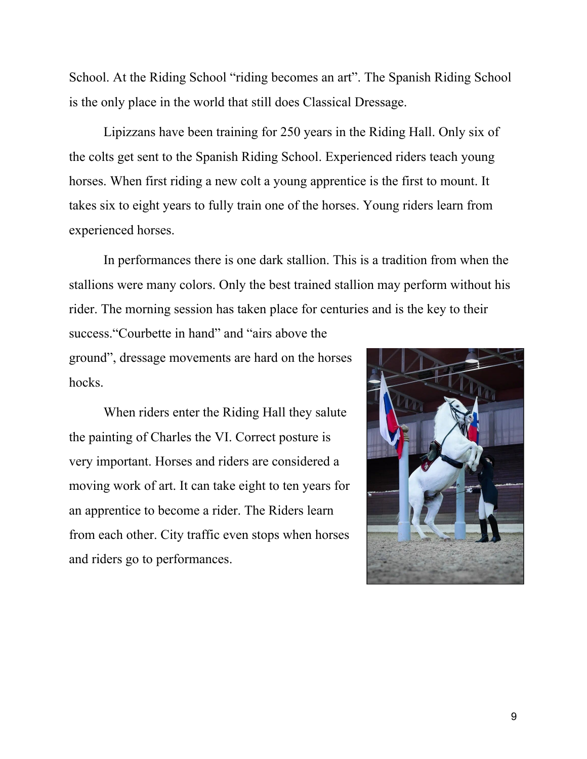School. At the Riding School “riding becomes an art”. The Spanish Riding School is the only place in the world that still does Classical Dressage.

Lipizzans have been training for 250 years in the Riding Hall. Only six of the colts get sent to the Spanish Riding School. Experienced riders teach young horses. When first riding a new colt a young apprentice is the first to mount. It takes six to eight years to fully train one of the horses. Young riders learn from experienced horses.

In performances there is one dark stallion. This is a tradition from when the stallions were many colors. Only the best trained stallion may perform without his rider. The morning session has taken place for centuries and is the key to their success.“Courbette in hand” and “airs above the ground”, dressage movements are hard on the horses hocks.

When riders enter the Riding Hall they salute the painting of Charles the VI. Correct posture is very important. Horses and riders are considered a moving work of art. It can take eight to ten years for an apprentice to become a rider. The Riders learn from each other. City traffic even stops when horses and riders go to performances.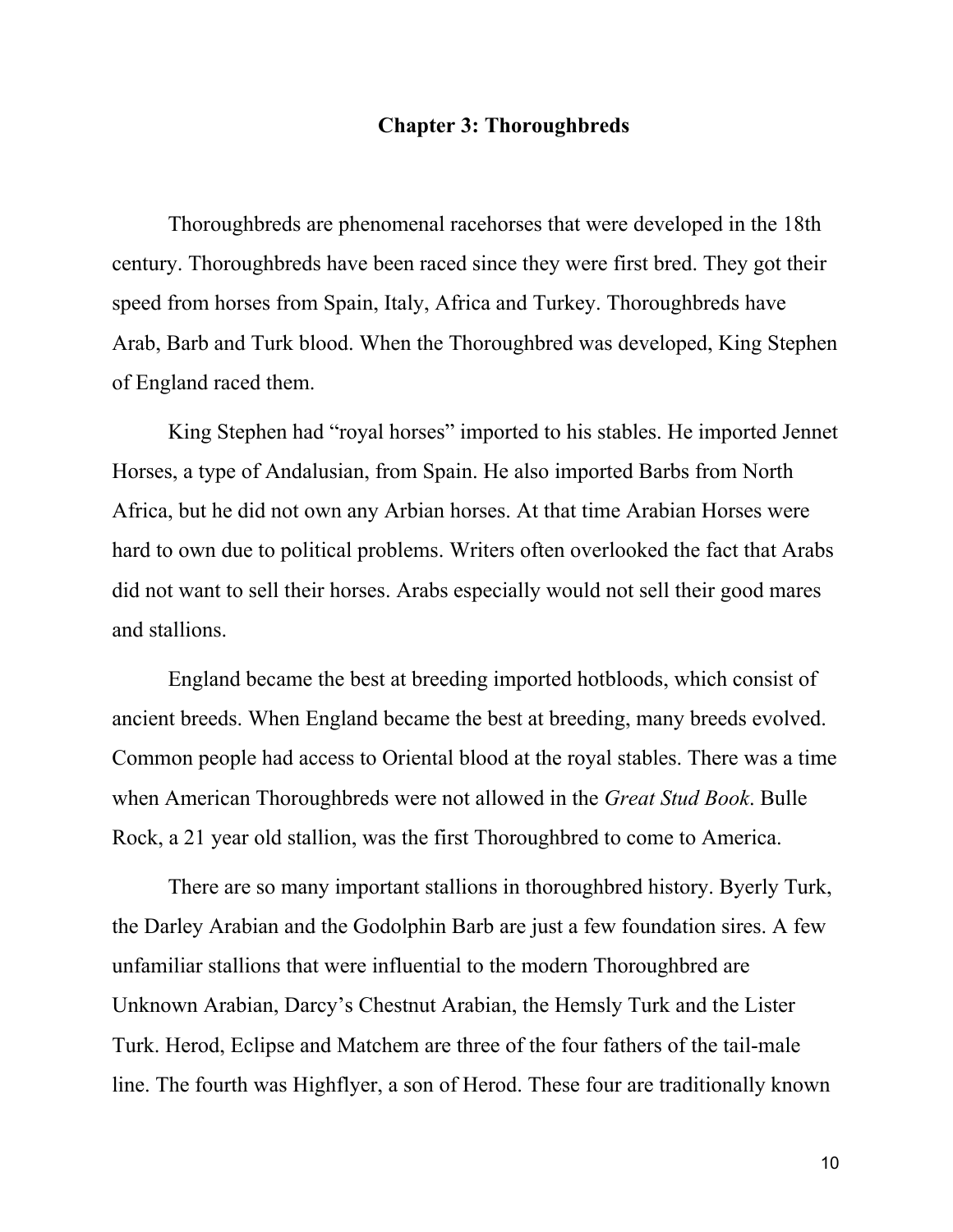## Chapter 3: Thoroughbreds

Thoroughbreds are phenomenal racehorses that were developed in the 18th century. Thoroughbreds have been raced since they were first bred. They got their speed from horses from Spain, Italy, Africa and Turkey. Thoroughbreds have Arab, Barb and Turk blood. When the Thoroughbred was developed, King Stephen of England raced them.

King Stephen had "royal horses" imported to his stables. He imported Jennet Horses, a type of Andalusian, from Spain. He also imported Barbs from North Africa, but he did not own any Arbian horses. At that time Arabian Horses were hard to own due to political problems. Writers often overlooked the fact that Arabs did not want to sell their horses. Arabs especially would not sell their good mares and stallions.

England became the best at breeding imported hotbloods, which consist of ancient breeds. When England became the best at breeding, many breeds evolved. Common people had access to Oriental blood at the royal stables. There was a time when American Thoroughbreds were not allowed in the *Great Stud Book*. Bulle Rock, a 21 year old stallion, was the first Thoroughbred to come to America.

There are so many important stallions in thoroughbred history. Byerly Turk, the Darley Arabian and the Godolphin Barb are just a few foundation sires. A few unfamiliar stallions that were influential to the modern Thoroughbred are Unknown Arabian, Darcy's Chestnut Arabian, the Hemsly Turk and the Lister Turk. Herod, Eclipse and Matchem are three of the four fathers of the tail-male line. The fourth was Highflyer, a son of Herod. These four are traditionally known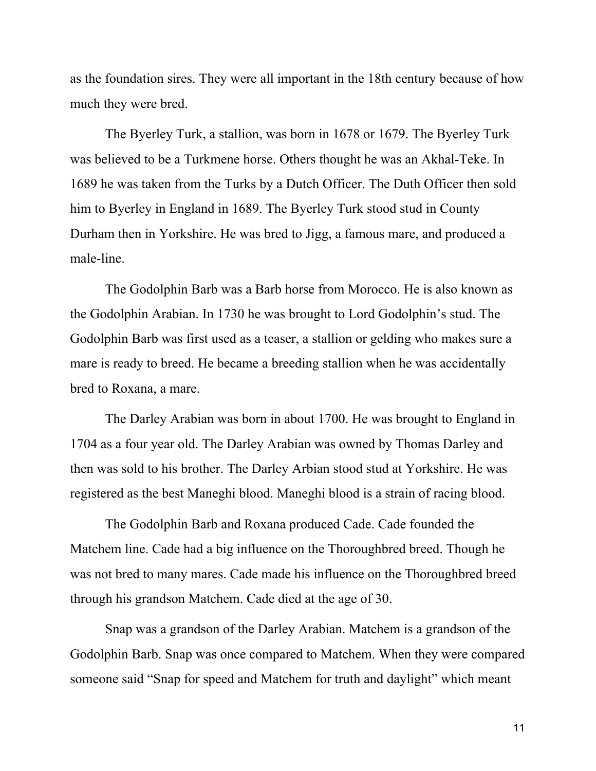as the foundation sires. They were all important in the 18th century because of how much they were bred.

The Byerley Turk, a stallion, was born in 1678 or 1679. The Byerley Turk was believed to be a Turkmene horse. Others thought he was an Akhal-Teke. In 1689 he was taken from the Turks by a Dutch Officer. The Duth Officer then sold him to Byerley in England in 1689. The Byerley Turk stood stud in County Durham then in Yorkshire. He was bred to Jigg, a famous mare, and produced a male-line.

The Godolphin Barb was a Barb horse from Morocco. He is also known as the Godolphin Arabian. In 1730 he was brought to Lord Godolphin's stud. The Godolphin Barb was first used as a teaser, a stallion or gelding who makes sure a mare is ready to breed. He became a breeding stallion when he was accidentally bred to Roxana, a mare.

The Darley Arabian was born in about 1700. He was brought to England in 1704 as a four year old. The Darley Arabian was owned by Thomas Darley and then was sold to his brother. The Darley Arbian stood stud at Yorkshire. He was registered as the best Maneghi blood. Maneghi blood is a strain of racing blood.

The Godolphin Barb and Roxana produced Cade. Cade founded the Matchem line. Cade had a big influence on the Thoroughbred breed. Though he was not bred to many mares. Cade made his influence on the Thoroughbred breed through his grandson Matchem. Cade died at the age of 30.

Snap was a grandson of the Darley Arabian. Matchem is a grandson of the Godolphin Barb. Snap was once compared to Matchem. When they were compared someone said "Snap for speed and Matchem for truth and daylight" which meant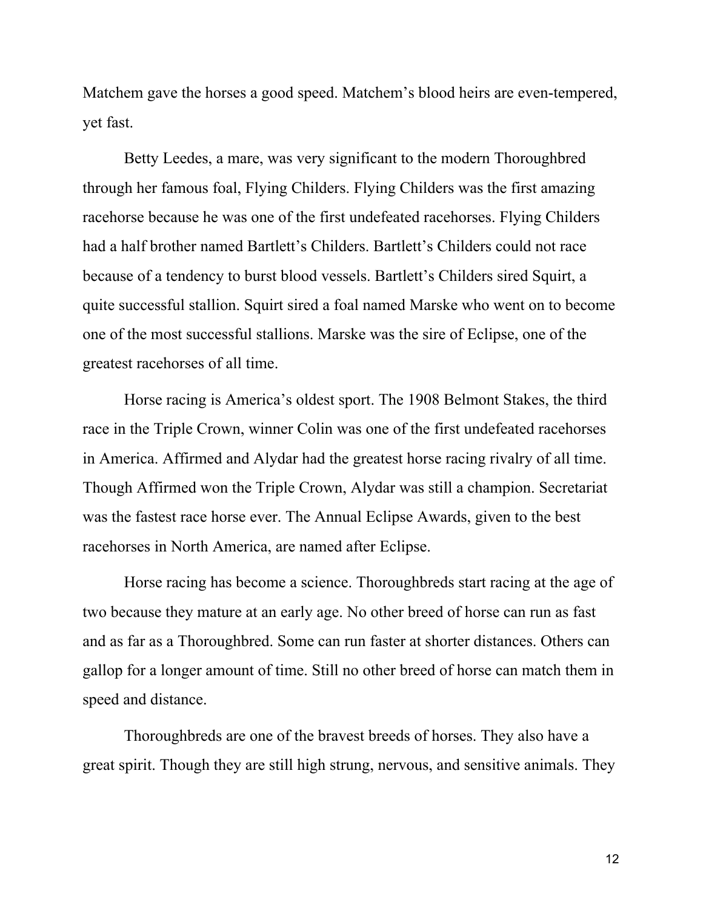Matchem gave the horses a good speed. Matchem's blood heirs are even-tempered, yet fast.

Betty Leedes, a mare, was very significant to the modern Thoroughbred through her famous foal, Flying Childers. Flying Childers was the first amazing racehorse because he was one of the first undefeated racehorses. Flying Childers had a half brother named Bartlett's Childers. Bartlett's Childers could not race because of a tendency to burst blood vessels. Bartlett's Childers sired Squirt, a quite successful stallion. Squirt sired a foal named Marske who went on to become one of the most successful stallions. Marske was the sire of Eclipse, one of the greatest racehorses of all time.

Horse racing is America's oldest sport. The 1908 Belmont Stakes, the third race in the Triple Crown, winner Colin was one of the first undefeated racehorses in America. Affirmed and Alydar had the greatest horse racing rivalry of all time. Though Affirmed won the Triple Crown, Alydar was still a champion. Secretariat was the fastest race horse ever. The Annual Eclipse Awards, given to the best racehorses in North America, are named after Eclipse.

Horse racing has become a science. Thoroughbreds start racing at the age of two because they mature at an early age. No other breed of horse can run as fast and as far as a Thoroughbred. Some can run faster at shorter distances. Others can gallop for a longer amount of time. Still no other breed of horse can match them in speed and distance.

Thoroughbreds are one of the bravest breeds of horses. They also have a great spirit. Though they are still high strung, nervous, and sensitive animals. They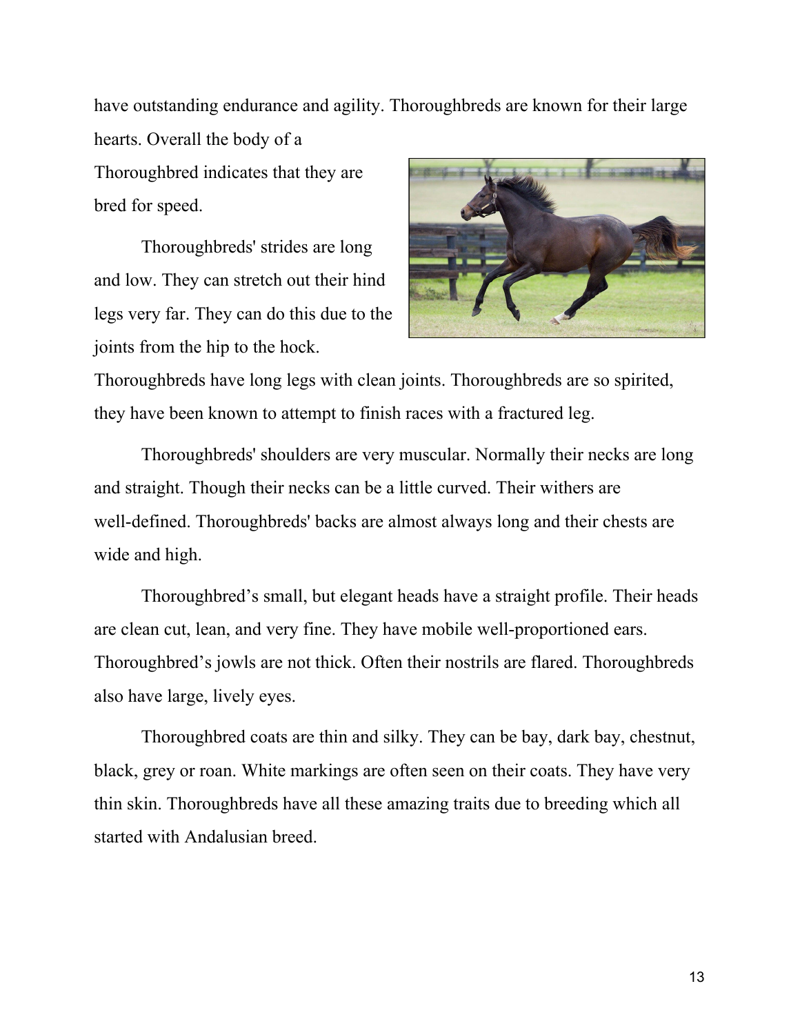have outstanding endurance and agility. Thoroughbreds are known for their large hearts. Overall the body of a Thoroughbred indicates that they are bred for speed.

Thoroughbreds' strides are long and low. They can stretch out their hind legs very far. They can do this due to the joints from the hip to the hock. Thoroughbreds have long legs with clean joints. Thoroughbreds are so spirited, they have been known to attempt to finish races with a fractured leg.

Thoroughbreds' shoulders are very muscular. Normally their necks are long and straight. Though their necks can be a little curved. Their withers are well-defined. Thoroughbreds' backs are almost always long and their chests are wide and high.

Thoroughbred's small, but elegant heads have a straight profile. Their heads are clean cut, lean, and very fine. They have mobile well-proportioned ears. Thoroughbred's jowls are not thick. Often their nostrils are flared. Thoroughbreds also have large, lively eyes.

Thoroughbred coats are thin and silky. They can be bay, dark bay, chestnut, black, grey or roan. White markings are often seen on their coats. They have very thin skin. Thoroughbreds have all these amazing traits due to breeding which all started with Andalusian breed.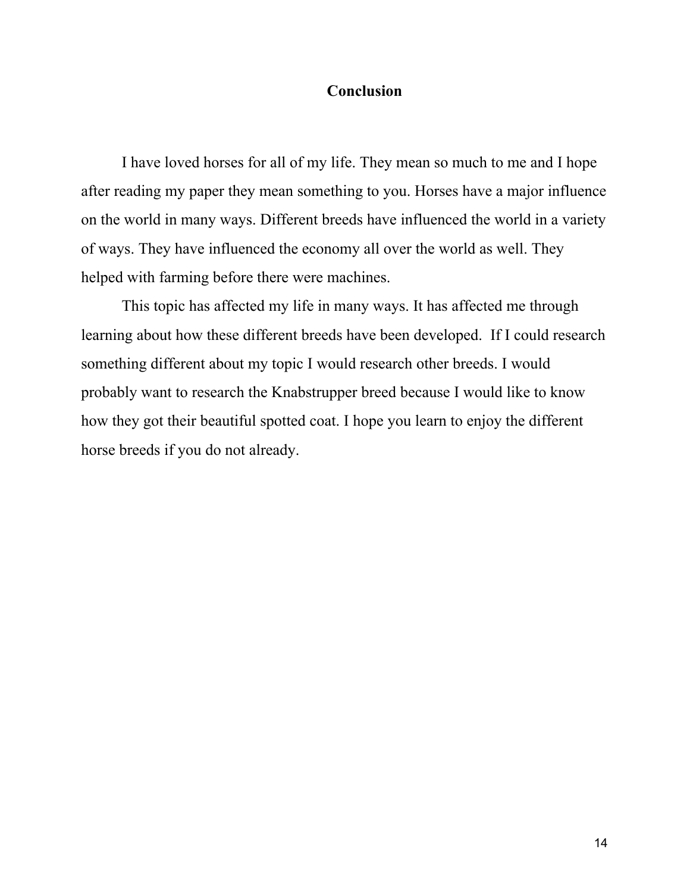## Conclusion

I have loved horses for all of my life. They mean so much to me and I hope after reading my paper they mean something to you. Horses have a major influence on the world in many ways. Different breeds have influenced the world in a variety of ways. They have influenced the economy all over the world as well. They helped with farming before there were machines.

This topic has affected my life in many ways. It has affected me through learning about how these different breeds have been developed. If I could research something different about my topic I would research other breeds. I would probably want to research the Knabstrupper breed because I would like to know how they got their beautiful spotted coat. I hope you learn to enjoy the different horse breeds if you do not already.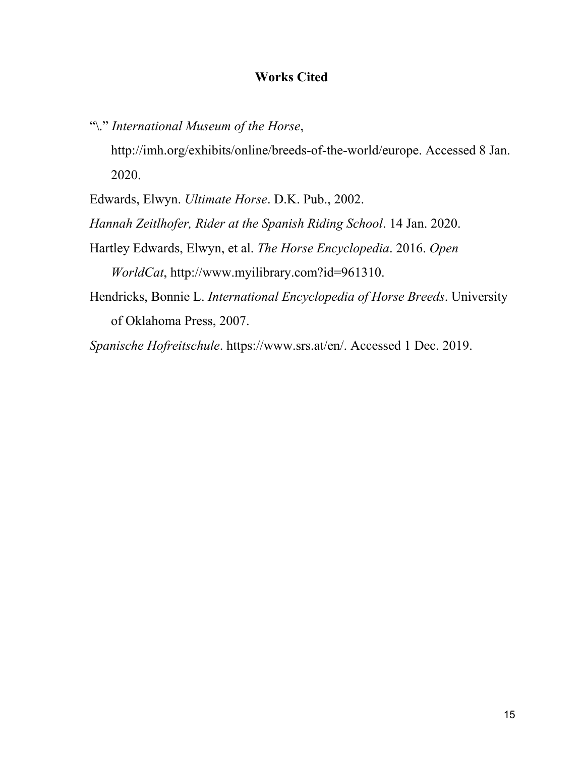# Works Cited

"\." *International Museum of the Horse*, http://imh.org/exhibits/online/breeds-of-the-world/europe. Accessed 8 Jan. 2020.

Edwards, Elwyn. *Ultimate Horse*. D.K. Pub., 2002.

*Hannah Zeitlhofer, Rider at the Spanish Riding School*. 14 Jan. 2020.

Hartley Edwards, Elwyn, et al. *The Horse Encyclopedia*. 2016. *Open WorldCat*, http://www.myilibrary.com?id=961310.

Hendricks, Bonnie L. *International Encyclopedia of Horse Breeds*. University of Oklahoma Press, 2007.

*Spanische Hofreitschule*. https://www.srs.at/en/. Accessed 1 Dec. 2019.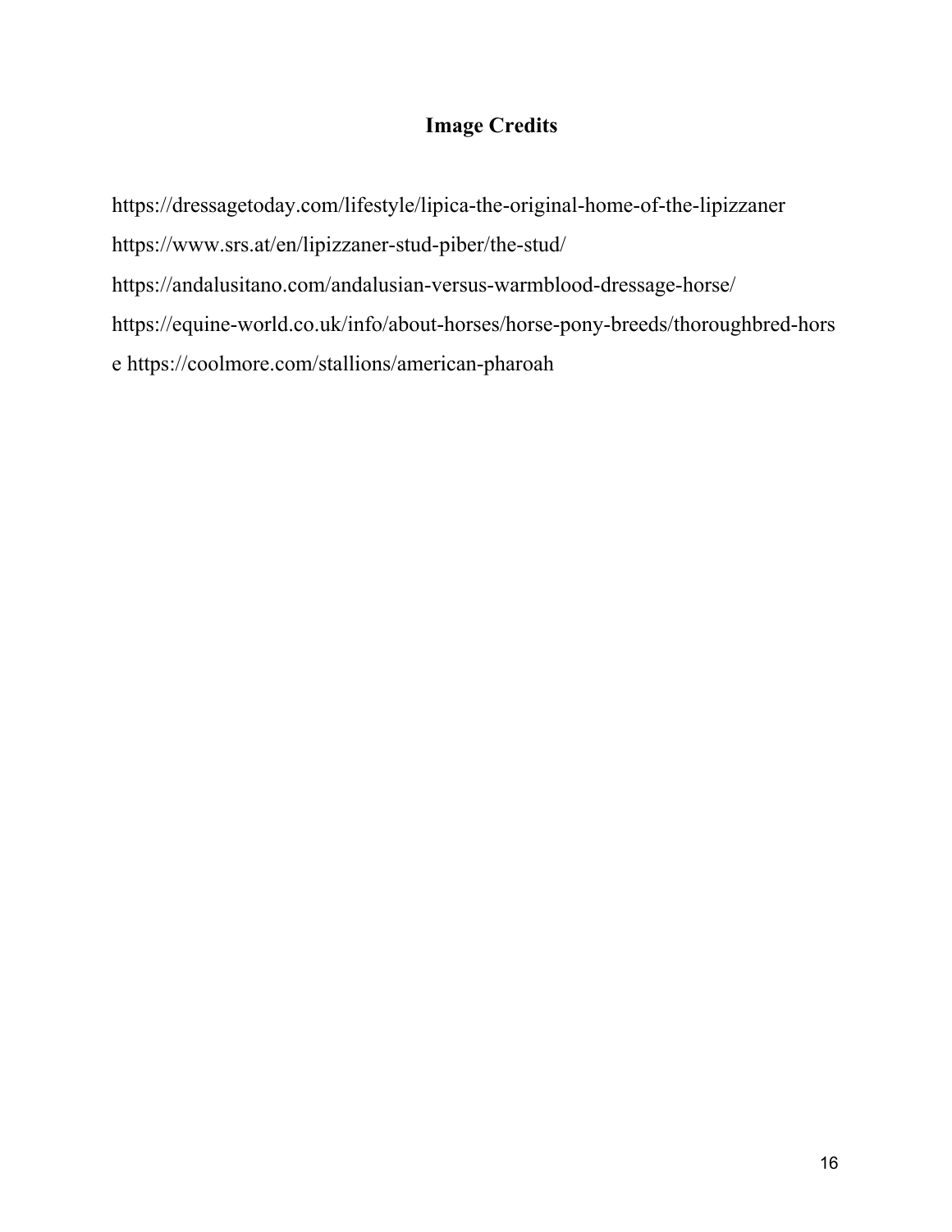## Image Credits

https://dressagetoday.com/lifestyle/lipica-the-original-home-of-the-lipizzaner

https://www.srs.at/en/lipizzaner-stud-piber/the-stud/

https://andalusitano.com/andalusian-versus-warmblood-dressage-horse/

https://equine-world.co.uk/info/about-horses/horse-pony-breeds/thoroughbred-hors
e https://coolmore.com/stallions/american-pharoah